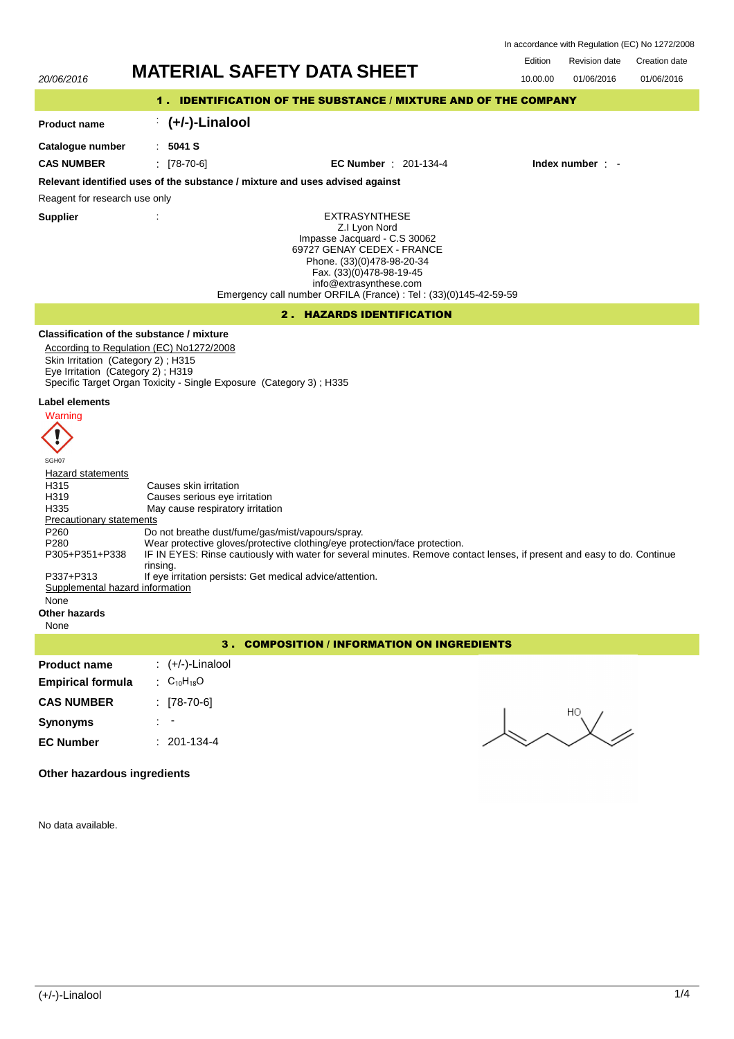In accordance with Regulation (EC) No 1272/2008

| 20/06/2016 | MATERIAL SAFETY DATA SHEET | Edition | Revision date | Creation date |
|---|---|---|---|---|
| | | 10.00.00 | 01/06/2016 | 01/06/2016 |

## 1 . IDENTIFICATION OF THE SUBSTANCE / MIXTURE AND OF THE COMPANY

**Product name** : **(+/-)-Linalool**

**Catalogue number** : **5041 S**

**CAS NUMBER** : [78-70-6] **EC Number** : 201-134-4 **Index number** : -

**Relevant identified uses of the substance / mixture and uses advised against**

Reagent for research use only

**Supplier** :

EXTRASYNTHESE
Z.I Lyon Nord
Impasse Jacquard - C.S 30062
69727 GENAY CEDEX - FRANCE
Phone. (33)(0)478-98-20-34
Fax. (33)(0)478-98-19-45
info@extrasynthese.com
Emergency call number ORFILA (France) : Tel : (33)(0)145-42-59-59

## 2 . HAZARDS IDENTIFICATION

**Classification of the substance / mixture**

According to Regulation (EC) No1272/2008
Skin Irritation (Category 2) ; H315
Eye Irritation (Category 2) ; H319
Specific Target Organ Toxicity - Single Exposure (Category 3) ; H335

**Label elements**

Warning

SGH07

Hazard statements

| | |
|---|---|
| H315 | Causes skin irritation |
| H319 | Causes serious eye irritation |
| H335 | May cause respiratory irritation |

Precautionary statements

| | |
|---|---|
| P260 | Do not breathe dust/fume/gas/mist/vapours/spray. |
| P280 | Wear protective gloves/protective clothing/eye protection/face protection. |
| P305+P351+P338 | IF IN EYES: Rinse cautiously with water for several minutes. Remove contact lenses, if present and easy to do. Continue rinsing. |
| P337+P313 | If eye irritation persists: Get medical advice/attention. |

Supplemental hazard information

None

**Other hazards**

None

## 3 . COMPOSITION / INFORMATION ON INGREDIENTS

**Product name** : (+/-)-Linalool

**Empirical formula** : $C_{10}H_{18}O$

**CAS NUMBER** : [78-70-6]

**Synonyms** : -

**EC Number** : 201-134-4

**Other hazardous ingredients**

No data available.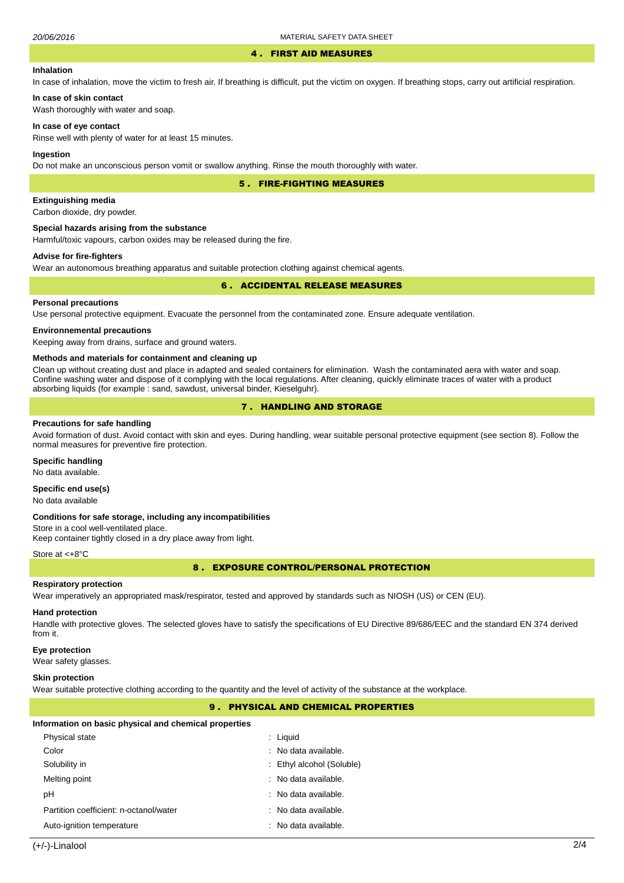## 4 . FIRST AID MEASURES

### Inhalation

In case of inhalation, move the victim to fresh air. If breathing is difficult, put the victim on oxygen. If breathing stops, carry out artificial respiration.

### In case of skin contact

Wash thoroughly with water and soap.

### In case of eye contact

Rinse well with plenty of water for at least 15 minutes.

### Ingestion

Do not make an unconscious person vomit or swallow anything. Rinse the mouth thoroughly with water.

## 5 . FIRE-FIGHTING MEASURES

### Extinguishing media

Carbon dioxide, dry powder.

### Special hazards arising from the substance

Harmful/toxic vapours, carbon oxides may be released during the fire.

### Advise for fire-fighters

Wear an autonomous breathing apparatus and suitable protection clothing against chemical agents.

## 6 . ACCIDENTAL RELEASE MEASURES

### Personal precautions

Use personal protective equipment. Evacuate the personnel from the contaminated zone. Ensure adequate ventilation.

### Environmental precautions

Keeping away from drains, surface and ground waters.

### Methods and materials for containment and cleaning up

Clean up without creating dust and place in adapted and sealed containers for elimination. Wash the contaminated aera with water and soap. Confine washing water and dispose of it complying with the local regulations. After cleaning, quickly eliminate traces of water with a product absorbing liquids (for example : sand, sawdust, universal binder, Kieselguhr).

## 7 . HANDLING AND STORAGE

### Precautions for safe handling

Avoid formation of dust. Avoid contact with skin and eyes. During handling, wear suitable personal protective equipment (see section 8). Follow the normal measures for preventive fire protection.

### Specific handling

No data available.

### Specific end use(s)

No data available

### Conditions for safe storage, including any incompatibilities

Store in a cool well-ventilated place.
Keep container tightly closed in a dry place away from light.

Store at <+8°C

## 8 . EXPOSURE CONTROL/PERSONAL PROTECTION

### Respiratory protection

Wear imperatively an appropriated mask/respirator, tested and approved by standards such as NIOSH (US) or CEN (EU).

### Hand protection

Handle with protective gloves. The selected gloves have to satisfy the specifications of EU Directive 89/686/EEC and the standard EN 374 derived from it.

### Eye protection

Wear safety glasses.

### Skin protection

Wear suitable protective clothing according to the quantity and the level of activity of the substance at the workplace.

## 9 . PHYSICAL AND CHEMICAL PROPERTIES

### Information on basic physical and chemical properties

| Property | Value |
|---|---|
| Physical state | : Liquid |
| Color | : No data available. |
| Solubility in | : Ethyl alcohol (Soluble) |
| Melting point | : No data available. |
| pH | : No data available. |
| Partition coefficient: n-octanol/water | : No data available. |
| Auto-ignition temperature | : No data available. |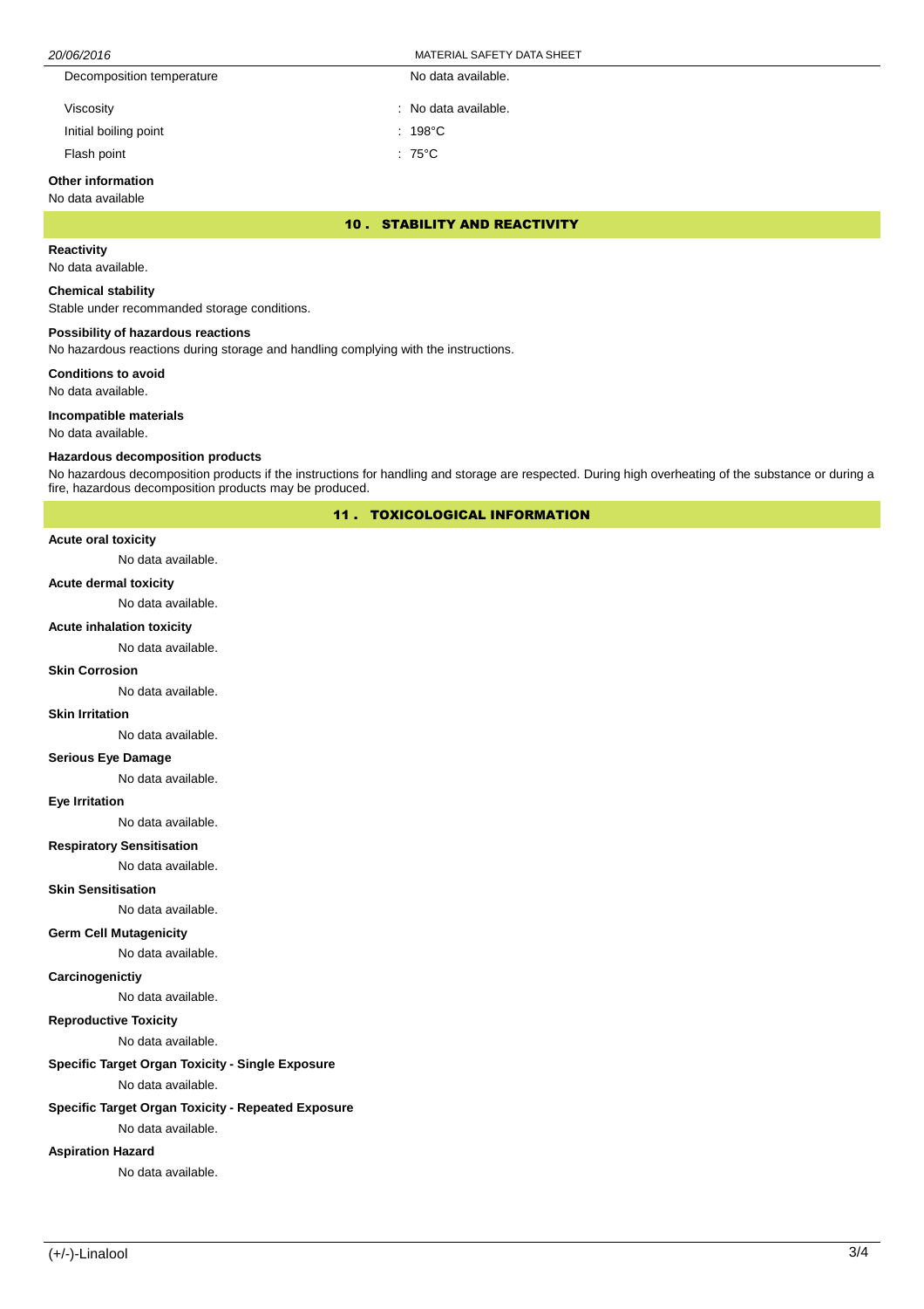| | |
|---|---|
| Decomposition temperature | No data available. |
| Viscosity | : No data available. |
| Initial boiling point | : 198°C |
| Flash point | : 75°C |

**Other information**

No data available

## 10 . STABILITY AND REACTIVITY

**Reactivity**

No data available.

**Chemical stability**

Stable under recommanded storage conditions.

**Possibility of hazardous reactions**

No hazardous reactions during storage and handling complying with the instructions.

**Conditions to avoid**

No data available.

**Incompatible materials**

No data available.

**Hazardous decomposition products**

No hazardous decomposition products if the instructions for handling and storage are respected. During high overheating of the substance or during a fire, hazardous decomposition products may be produced.

## 11 . TOXICOLOGICAL INFORMATION

**Acute oral toxicity**

No data available.

**Acute dermal toxicity**

No data available.

**Acute inhalation toxicity**

No data available.

**Skin Corrosion**

No data available.

**Skin Irritation**

No data available.

**Serious Eye Damage**

No data available.

**Eye Irritation**

No data available.

**Respiratory Sensitisation**

No data available.

**Skin Sensitisation**

No data available.

**Germ Cell Mutagenicity**

No data available.

**Carcinogenictiy**

No data available.

**Reproductive Toxicity**

No data available.

**Specific Target Organ Toxicity - Single Exposure**

No data available.

**Specific Target Organ Toxicity - Repeated Exposure**

No data available.

**Aspiration Hazard**

No data available.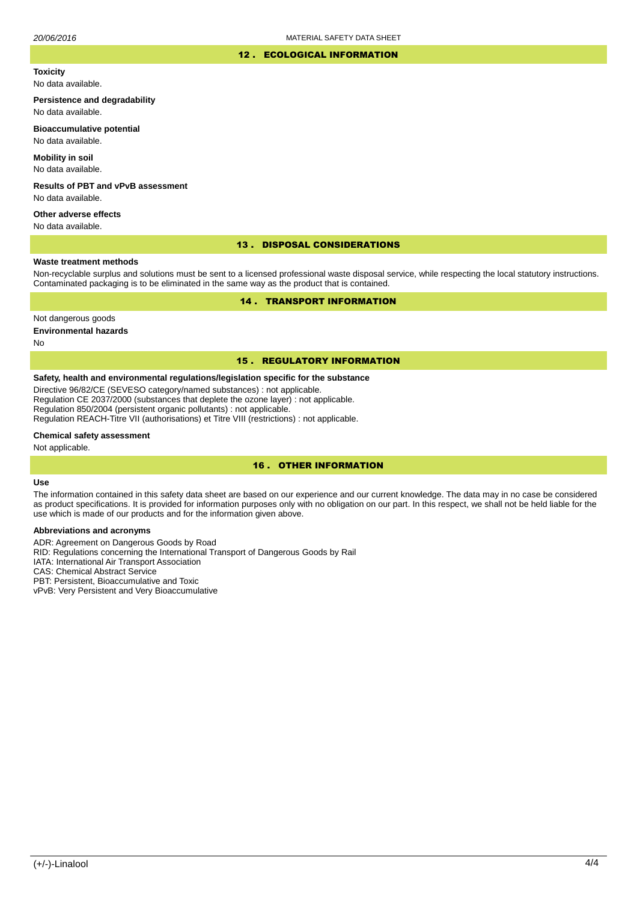## 12 . ECOLOGICAL INFORMATION

**Toxicity**

No data available.

**Persistence and degradability**

No data available.

**Bioaccumulative potential**

No data available.

**Mobility in soil**

No data available.

**Results of PBT and vPvB assessment**

No data available.

**Other adverse effects**

No data available.

## 13 . DISPOSAL CONSIDERATIONS

**Waste treatment methods**

Non-recyclable surplus and solutions must be sent to a licensed professional waste disposal service, while respecting the local statutory instructions. Contaminated packaging is to be eliminated in the same way as the product that is contained.

## 14 . TRANSPORT INFORMATION

Not dangerous goods

**Environmental hazards**

No

## 15 . REGULATORY INFORMATION

**Safety, health and environmental regulations/legislation specific for the substance**

Directive 96/82/CE (SEVESO category/named substances) : not applicable.
Regulation CE 2037/2000 (substances that deplete the ozone layer) : not applicable.
Regulation 850/2004 (persistent organic pollutants) : not applicable.
Regulation REACH-Titre VII (authorisations) et Titre VIII (restrictions) : not applicable.

**Chemical safety assessment**

Not applicable.

## 16 . OTHER INFORMATION

**Use**

The information contained in this safety data sheet are based on our experience and our current knowledge. The data may in no case be considered as product specifications. It is provided for information purposes only with no obligation on our part. In this respect, we shall not be held liable for the use which is made of our products and for the information given above.

**Abbreviations and acronyms**

ADR: Agreement on Dangerous Goods by Road
RID: Regulations concerning the International Transport of Dangerous Goods by Rail
IATA: International Air Transport Association
CAS: Chemical Abstract Service
PBT: Persistent, Bioaccumulative and Toxic
vPvB: Very Persistent and Very Bioaccumulative